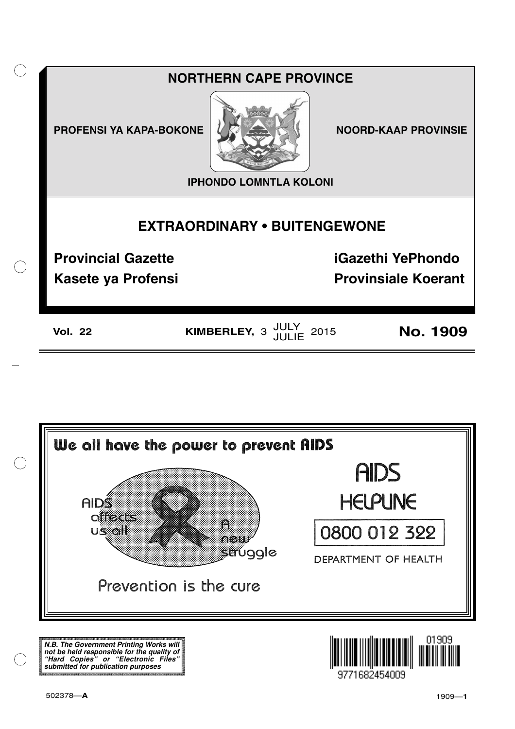# NORTHERN CAPE PROVINCE

**PROFENSI YA KAPA-BOKONE** | **NOORD-KAAP PROVINSIE**

**IPHONDO LOMNTLA KOLONI**

## EXTRAORDINARY • BUITENGEWONE

**Provincial Gazette** | **iGazethi YePhondo**

**Kasete ya Profensi** | **Provinsiale Koerant**

**Vol. 22** | **KIMBERLEY,** 3 JULY / JULIE 2015 | **No. 1909**

---

**We all have the power to prevent AIDS**

AIDS affects us all

A new struggle

Prevention is the cure

AIDS HELPLINE

0800 012 322

DEPARTMENT OF HEALTH

---

***N.B. The Government Printing Works will not be held responsible for the quality of "Hard Copies" or "Electronic Files" submitted for publication purposes***

01909

9771682454009

502378—**A**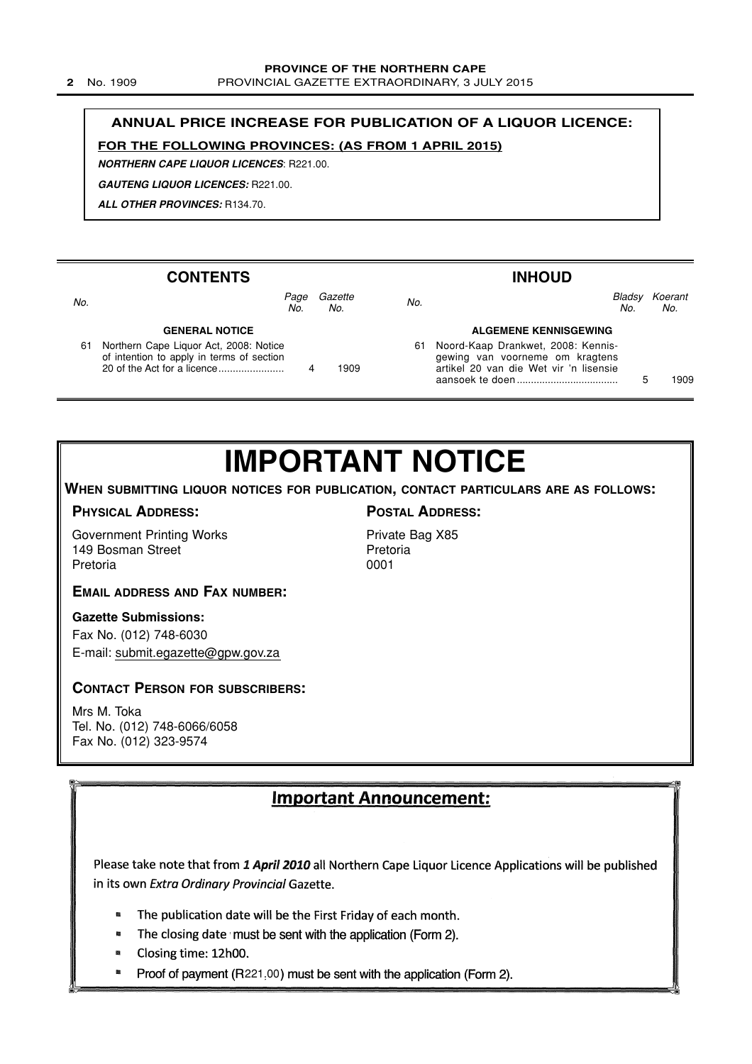**ANNUAL PRICE INCREASE FOR PUBLICATION OF A LIQUOR LICENCE:**

**FOR THE FOLLOWING PROVINCES: (AS FROM 1 APRIL 2015)**

***NORTHERN CAPE LIQUOR LICENCES***: R221.00.

***GAUTENG LIQUOR LICENCES:*** R221.00.

***ALL OTHER PROVINCES:*** R134.70.

## CONTENTS

| No. | | Page No. | Gazette No. |
|---|---|---|---|
| | **GENERAL NOTICE** | | |
| 61 | Northern Cape Liquor Act, 2008: Notice of intention to apply in terms of section 20 of the Act for a licence | 4 | 1909 |

## INHOUD

| No. | | Bladsy No. | Koerant No. |
|---|---|---|---|
| | **ALGEMENE KENNISGEWING** | | |
| 61 | Noord-Kaap Drankwet, 2008: Kennisgewing van voorneme om kragtens artikel 20 van die Wet vir 'n lisensie aansoek te doen | 5 | 1909 |

# IMPORTANT NOTICE

**WHEN SUBMITTING LIQUOR NOTICES FOR PUBLICATION, CONTACT PARTICULARS ARE AS FOLLOWS:**

**PHYSICAL ADDRESS:**

Government Printing Works
149 Bosman Street
Pretoria

**POSTAL ADDRESS:**

Private Bag X85
Pretoria
0001

**EMAIL ADDRESS AND FAX NUMBER:**

**Gazette Submissions:**

Fax No. (012) 748-6030
E-mail: submit.egazette@gpw.gov.za

**CONTACT PERSON FOR SUBSCRIBERS:**

Mrs M. Toka
Tel. No. (012) 748-6066/6058
Fax No. (012) 323-9574

## Important Announcement:

Please take note that from ***1 April 2010*** all Northern Cape Liquor Licence Applications will be published in its own *Extra Ordinary Provincial* Gazette.

- The publication date will be the First Friday of each month.
- The closing date must be sent with the application (Form 2).
- Closing time: 12h00.
- Proof of payment (R221.00) must be sent with the application (Form 2).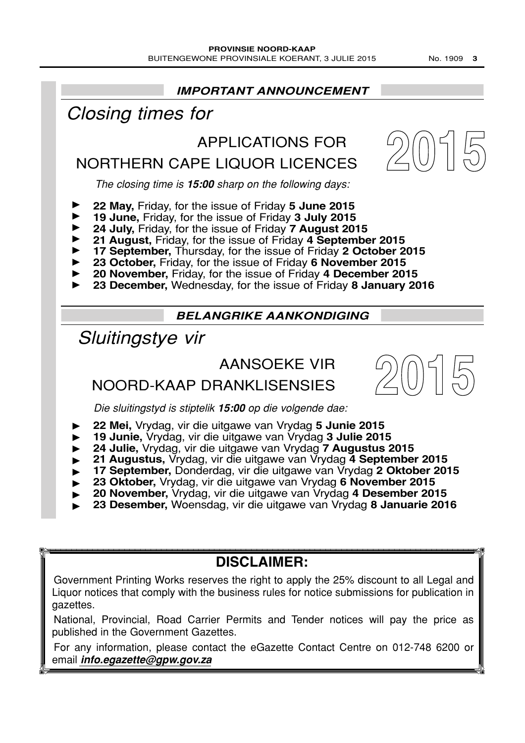## IMPORTANT ANNOUNCEMENT

# *Closing times for*

## APPLICATIONS FOR NORTHERN CAPE LIQUOR LICENCES

**2015**

*The closing time is **15:00** sharp on the following days:*

- **22 May,** Friday, for the issue of Friday **5 June 2015**
- **19 June,** Friday, for the issue of Friday **3 July 2015**
- **24 July,** Friday, for the issue of Friday **7 August 2015**
- **21 August,** Friday, for the issue of Friday **4 September 2015**
- **17 September,** Thursday, for the issue of Friday **2 October 2015**
- **23 October,** Friday, for the issue of Friday **6 November 2015**
- **20 November,** Friday, for the issue of Friday **4 December 2015**
- **23 December,** Wednesday, for the issue of Friday **8 January 2016**

## BELANGRIKE AANKONDIGING

# *Sluitingstye vir*

## AANSOEKE VIR NOORD-KAAP DRANKLISENSIES

**2015**

*Die sluitingstyd is stiptelik **15:00** op die volgende dae:*

- **22 Mei,** Vrydag, vir die uitgawe van Vrydag **5 Junie 2015**
- **19 Junie,** Vrydag, vir die uitgawe van Vrydag **3 Julie 2015**
- **24 Julie,** Vrydag, vir die uitgawe van Vrydag **7 Augustus 2015**
- **21 Augustus,** Vrydag, vir die uitgawe van Vrydag **4 September 2015**
- **17 September,** Donderdag, vir die uitgawe van Vrydag **2 Oktober 2015**
- **23 Oktober,** Vrydag, vir die uitgawe van Vrydag **6 November 2015**
- **20 November,** Vrydag, vir die uitgawe van Vrydag **4 Desember 2015**
- **23 Desember,** Woensdag, vir die uitgawe van Vrydag **8 Januarie 2016**

## DISCLAIMER:

Government Printing Works reserves the right to apply the 25% discount to all Legal and Liquor notices that comply with the business rules for notice submissions for publication in gazettes.

National, Provincial, Road Carrier Permits and Tender notices will pay the price as published in the Government Gazettes.

For any information, please contact the eGazette Contact Centre on 012-748 6200 or email ***info.egazette@gpw.gov.za***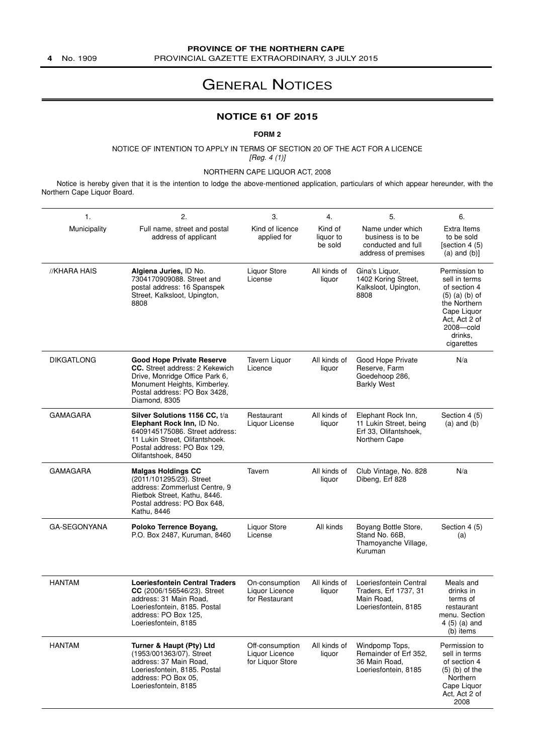# GENERAL NOTICES

## NOTICE 61 OF 2015

**FORM 2**

NOTICE OF INTENTION TO APPLY IN TERMS OF SECTION 20 OF THE ACT FOR A LICENCE
*[Reg. 4 (1)]*

NORTHERN CAPE LIQUOR ACT, 2008

Notice is hereby given that it is the intention to lodge the above-mentioned application, particulars of which appear hereunder, with the Northern Cape Liquor Board.

| 1. Municipality | 2. Full name, street and postal address of applicant | 3. Kind of licence applied for | 4. Kind of liquor to be sold | 5. Name under which business is to be conducted and full address of premises | 6. Extra Items to be sold [section 4 (5) (a) and (b)] |
|---|---|---|---|---|---|
| //KHARA HAIS | **Algiena Juries,** ID No. 7304170909088. Street and postal address: 16 Spanspek Street, Kalksloot, Upington, 8808 | Liquor Store License | All kinds of liquor | Gina's Liquor, 1402 Koring Street, Kalksloot, Upington, 8808 | Permission to sell in terms of section 4 (5) (a) (b) of the Northern Cape Liquor Act, Act 2 of 2008—cold drinks, cigarettes |
| DIKGATLONG | **Good Hope Private Reserve CC.** Street address: 2 Kekewich Drive, Monridge Office Park 6, Monument Heights, Kimberley. Postal address: PO Box 3428, Diamond, 8305 | Tavern Liquor Licence | All kinds of liquor | Good Hope Private Reserve, Farm Goedehoop 286, Barkly West | N/a |
| GAMAGARA | **Silver Solutions 1156 CC,** t/a **Elephant Rock Inn,** ID No. 6409145175086. Street address: 11 Lukin Street, Olifantshoek. Postal address: PO Box 129, Olifantshoek, 8450 | Restaurant Liquor License | All kinds of liquor | Elephant Rock Inn, 11 Lukin Street, being Erf 33, Olifantshoek, Northern Cape | Section 4 (5) (a) and (b) |
| GAMAGARA | **Malgas Holdings CC** (2011/101295/23). Street address: Zommerlust Centre, 9 Rietbok Street, Kathu, 8446. Postal address: PO Box 648, Kathu, 8446 | Tavern | All kinds of liquor | Club Vintage, No. 828 Dibeng, Erf 828 | N/a |
| GA-SEGONYANA | **Poloko Terrence Boyang,** P.O. Box 2487, Kuruman, 8460 | Liquor Store License | All kinds | Boyang Bottle Store, Stand No. 66B, Thamoyanche Village, Kuruman | Section 4 (5) (a) |
| HANTAM | **Loeriesfontein Central Traders CC** (2006/156546/23). Street address: 31 Main Road, Loeriesfontein, 8185. Postal address: PO Box 125, Loeriesfontein, 8185 | On-consumption Liquor Licence for Restaurant | All kinds of liquor | Loeriesfontein Central Traders, Erf 1737, 31 Main Road, Loeriesfontein, 8185 | Meals and drinks in terms of restaurant menu. Section 4 (5) (a) and (b) items |
| HANTAM | **Turner & Haupt (Pty) Ltd** (1953/001363/07). Street address: 37 Main Road, Loeriesfontein, 8185. Postal address: PO Box 05, Loeriesfontein, 8185 | Off-consumption Liquor Licence for Liquor Store | All kinds of liquor | Windpomp Tops, Remainder of Erf 352, 36 Main Road, Loeriesfontein, 8185 | Permission to sell in terms of section 4 (5) (b) of the Northern Cape Liquor Act, Act 2 of 2008 |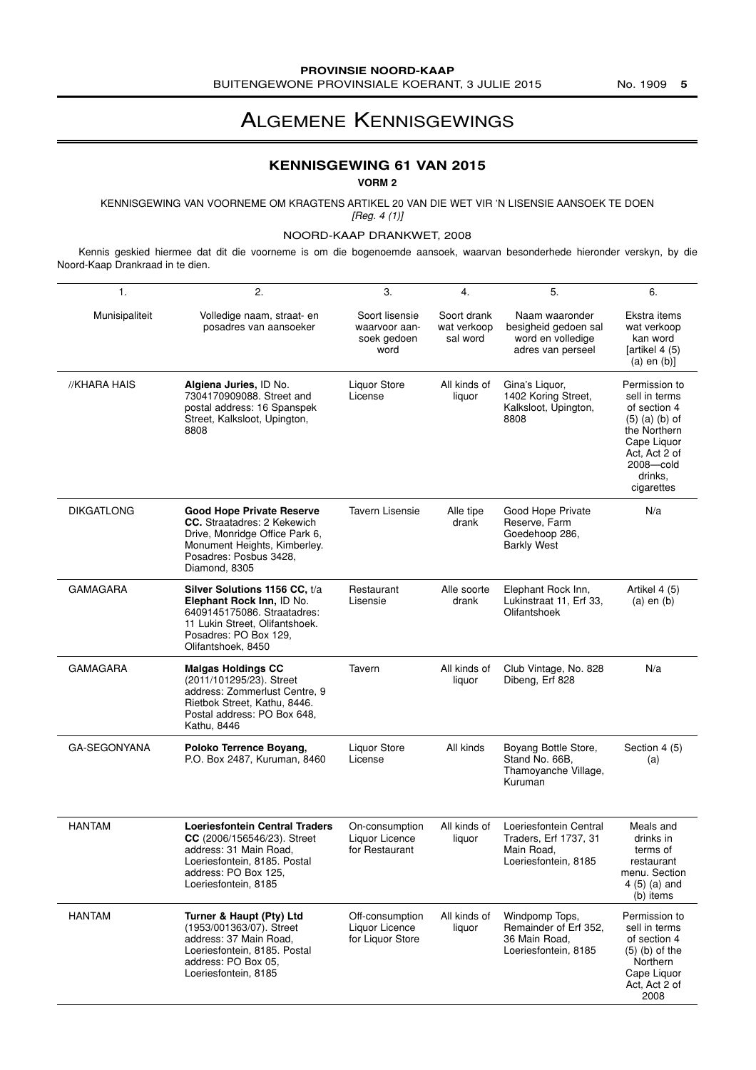# ALGEMENE KENNISGEWINGS

## KENNISGEWING 61 VAN 2015

**VORM 2**

KENNISGEWING VAN VOORNEME OM KRAGTENS ARTIKEL 20 VAN DIE WET VIR 'N LISENSIE AANSOEK TE DOEN
*[Reg. 4 (1)]*

NOORD-KAAP DRANKWET, 2008

Kennis geskied hiermee dat dit die voorneme is om die bogenoemde aansoek, waarvan besonderhede hieronder verskyn, by die Noord-Kaap Drankraad in te dien.

| 1. | 2. | 3. | 4. | 5. | 6. |
|---|---|---|---|---|---|
| Munisipaliteit | Volledige naam, straat- en posadres van aansoeker | Soort lisensie waarvoor aansoek gedoen word | Soort drank wat verkoop sal word | Naam waaronder besigheid gedoen sal word en volledige adres van perseel | Ekstra items wat verkoop kan word [artikel 4 (5) (a) en (b)] |
| //KHARA HAIS | **Algiena Juries,** ID No. 7304170909088. Street and postal address: 16 Spanspek Street, Kalksloot, Upington, 8808 | Liquor Store License | All kinds of liquor | Gina's Liquor, 1402 Koring Street, Kalksloot, Upington, 8808 | Permission to sell in terms of section 4 (5) (a) (b) of the Northern Cape Liquor Act, Act 2 of 2008—cold drinks, cigarettes |
| DIKGATLONG | **Good Hope Private Reserve CC.** Straatadres: 2 Kekewich Drive, Monridge Office Park 6, Monument Heights, Kimberley. Posadres: Posbus 3428, Diamond, 8305 | Tavern Lisensie | Alle tipe drank | Good Hope Private Reserve, Farm Goedehoop 286, Barkly West | N/a |
| GAMAGARA | **Silver Solutions 1156 CC,** t/a **Elephant Rock Inn,** ID No. 6409145175086. Straatadres: 11 Lukin Street, Olifantshoek. Posadres: PO Box 129, Olifantshoek, 8450 | Restaurant Lisensie | Alle soorte drank | Elephant Rock Inn, Lukinstraat 11, Erf 33, Olifantshoek | Artikel 4 (5) (a) en (b) |
| GAMAGARA | **Malgas Holdings CC** (2011/101295/23). Street address: Zommerlust Centre, 9 Rietbok Street, Kathu, 8446. Postal address: PO Box 648, Kathu, 8446 | Tavern | All kinds of liquor | Club Vintage, No. 828 Dibeng, Erf 828 | N/a |
| GA-SEGONYANA | **Poloko Terrence Boyang,** P.O. Box 2487, Kuruman, 8460 | Liquor Store License | All kinds | Boyang Bottle Store, Stand No. 66B, Thamoyanche Village, Kuruman | Section 4 (5) (a) |
| HANTAM | **Loeriesfontein Central Traders CC** (2006/156546/23). Street address: 31 Main Road, Loeriesfontein, 8185. Postal address: PO Box 125, Loeriesfontein, 8185 | On-consumption Liquor Licence for Restaurant | All kinds of liquor | Loeriesfontein Central Traders, Erf 1737, 31 Main Road, Loeriesfontein, 8185 | Meals and drinks in terms of restaurant menu. Section 4 (5) (a) and (b) items |
| HANTAM | **Turner & Haupt (Pty) Ltd** (1953/001363/07). Street address: 37 Main Road, Loeriesfontein, 8185. Postal address: PO Box 05, Loeriesfontein, 8185 | Off-consumption Liquor Licence for Liquor Store | All kinds of liquor | Windpomp Tops, Remainder of Erf 352, 36 Main Road, Loeriesfontein, 8185 | Permission to sell in terms of section 4 (5) (b) of the Northern Cape Liquor Act, Act 2 of 2008 |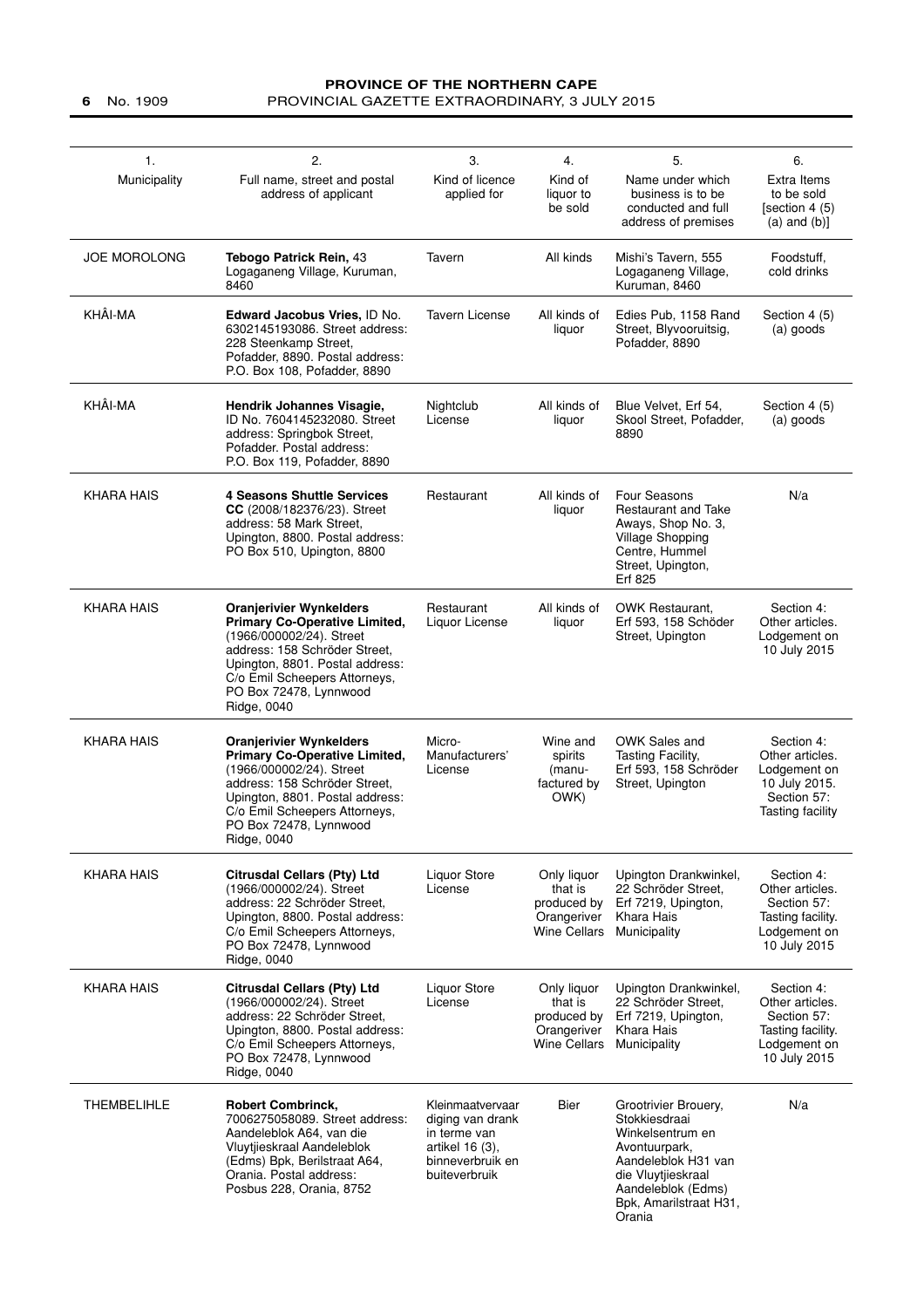| 1. Municipality | 2. Full name, street and postal address of applicant | 3. Kind of licence applied for | 4. Kind of liquor to be sold | 5. Name under which business is to be conducted and full address of premises | 6. Extra Items to be sold [section 4 (5) (a) and (b)] |
|---|---|---|---|---|---|
| JOE MOROLONG | **Tebogo Patrick Rein,** 43 Logaganeng Village, Kuruman, 8460 | Tavern | All kinds | Mishi's Tavern, 555 Logaganeng Village, Kuruman, 8460 | Foodstuff, cold drinks |
| KHÂI-MA | **Edward Jacobus Vries,** ID No. 6302145193086. Street address: 228 Steenkamp Street, Pofadder, 8890. Postal address: P.O. Box 108, Pofadder, 8890 | Tavern License | All kinds of liquor | Edies Pub, 1158 Rand Street, Blyvooruitsig, Pofadder, 8890 | Section 4 (5) (a) goods |
| KHÂI-MA | **Hendrik Johannes Visagie,** ID No. 7604145232080. Street address: Springbok Street, Pofadder. Postal address: P.O. Box 119, Pofadder, 8890 | Nightclub License | All kinds of liquor | Blue Velvet, Erf 54, Skool Street, Pofadder, 8890 | Section 4 (5) (a) goods |
| KHARA HAIS | **4 Seasons Shuttle Services CC** (2008/182376/23). Street address: 58 Mark Street, Upington, 8800. Postal address: PO Box 510, Upington, 8800 | Restaurant | All kinds of liquor | Four Seasons Restaurant and Take Aways, Shop No. 3, Village Shopping Centre, Hummel Street, Upington, Erf 825 | N/a |
| KHARA HAIS | **Oranjerivier Wynkelders Primary Co-Operative Limited,** (1966/000002/24). Street address: 158 Schröder Street, Upington, 8801. Postal address: C/o Emil Scheepers Attorneys, PO Box 72478, Lynnwood Ridge, 0040 | Restaurant Liquor License | All kinds of liquor | OWK Restaurant, Erf 593, 158 Schöder Street, Upington | Section 4: Other articles. Lodgement on 10 July 2015 |
| KHARA HAIS | **Oranjerivier Wynkelders Primary Co-Operative Limited,** (1966/000002/24). Street address: 158 Schröder Street, Upington, 8801. Postal address: C/o Emil Scheepers Attorneys, PO Box 72478, Lynnwood Ridge, 0040 | Micro-Manufacturers' License | Wine and spirits (manu-factured by OWK) | OWK Sales and Tasting Facility, Erf 593, 158 Schröder Street, Upington | Section 4: Other articles. Lodgement on 10 July 2015. Section 57: Tasting facility |
| KHARA HAIS | **Citrusdal Cellars (Pty) Ltd** (1966/000002/24). Street address: 22 Schröder Street, Upington, 8800. Postal address: C/o Emil Scheepers Attorneys, PO Box 72478, Lynnwood Ridge, 0040 | Liquor Store License | Only liquor that is produced by Orangeriver Wine Cellars | Upington Drankwinkel, 22 Schröder Street, Erf 7219, Upington, Khara Hais Municipality | Section 4: Other articles. Section 57: Tasting facility. Lodgement on 10 July 2015 |
| KHARA HAIS | **Citrusdal Cellars (Pty) Ltd** (1966/000002/24). Street address: 22 Schröder Street, Upington, 8800. Postal address: C/o Emil Scheepers Attorneys, PO Box 72478, Lynnwood Ridge, 0040 | Liquor Store License | Only liquor that is produced by Orangeriver Wine Cellars | Upington Drankwinkel, 22 Schröder Street, Erf 7219, Upington, Khara Hais Municipality | Section 4: Other articles. Section 57: Tasting facility. Lodgement on 10 July 2015 |
| THEMBELIHLE | **Robert Combrinck,** 7006275058089. Street address: Aandeleblok A64, van die Vluytjieskraal Aandeleblok (Edms) Bpk, Berilstraat A64, Orania. Postal address: Posbus 228, Orania, 8752 | Kleinmaatvervaar diging van drank in terme van artikel 16 (3), binneverbruik en buiteverbruik | Bier | Grootrivier Brouery, Stokkiesdraai Winkelsentrum en Avontuurpark, Aandeleblok H31 van die Vluytjieskraal Aandeleblok (Edms) Bpk, Amarilstraat H31, Orania | N/a |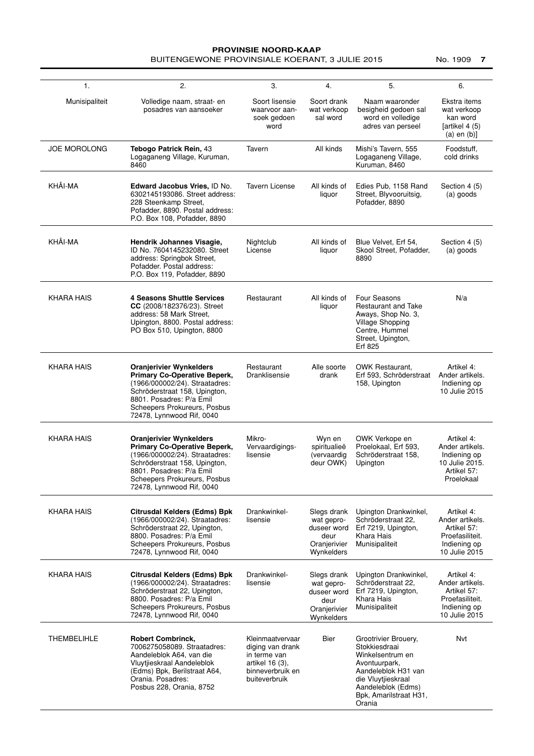| 1. | 2. | 3. | 4. | 5. | 6. |
|---|---|---|---|---|---|
| Munisipaliteit | Volledige naam, straat- en posadres van aansoeker | Soort lisensie waarvoor aansoek gedoen word | Soort drank wat verkoop sal word | Naam waaronder besigheid gedoen sal word en volledige adres van perseel | Ekstra items wat verkoop kan word [artikel 4 (5) (a) en (b)] |
| JOE MOROLONG | **Tebogo Patrick Rein,** 43 Logaganeng Village, Kuruman, 8460 | Tavern | All kinds | Mishi's Tavern, 555 Logaganeng Village, Kuruman, 8460 | Foodstuff, cold drinks |
| KHÂI-MA | **Edward Jacobus Vries,** ID No. 6302145193086. Street address: 228 Steenkamp Street, Pofadder, 8890. Postal address: P.O. Box 108, Pofadder, 8890 | Tavern License | All kinds of liquor | Edies Pub, 1158 Rand Street, Blyvooruitsig, Pofadder, 8890 | Section 4 (5) (a) goods |
| KHÂI-MA | **Hendrik Johannes Visagie,** ID No. 7604145232080. Street address: Springbok Street, Pofadder. Postal address: P.O. Box 119, Pofadder, 8890 | Nightclub License | All kinds of liquor | Blue Velvet, Erf 54, Skool Street, Pofadder, 8890 | Section 4 (5) (a) goods |
| KHARA HAIS | **4 Seasons Shuttle Services CC** (2008/182376/23). Street address: 58 Mark Street, Upington, 8800. Postal address: PO Box 510, Upington, 8800 | Restaurant | All kinds of liquor | Four Seasons Restaurant and Take Aways, Shop No. 3, Village Shopping Centre, Hummel Street, Upington, Erf 825 | N/a |
| KHARA HAIS | **Oranjerivier Wynkelders Primary Co-Operative Beperk,** (1966/000002/24). Straatadres: Schröderstraat 158, Upington, 8801. Posadres: P/a Emil Scheepers Prokureurs, Posbus 72478, Lynnwood Rif, 0040 | Restaurant Dranklisensie | Alle soorte drank | OWK Restaurant, Erf 593, Schröderstraat 158, Upington | Artikel 4: Ander artikels. Indiening op 10 Julie 2015 |
| KHARA HAIS | **Oranjerivier Wynkelders Primary Co-Operative Beperk,** (1966/000002/24). Straatadres: Schröderstraat 158, Upington, 8801. Posadres: P/a Emil Scheepers Prokureurs, Posbus 72478, Lynnwood Rif, 0040 | Mikro-Vervaardigings-lisensie | Wyn en spiritualieë (vervaardig deur OWK) | OWK Verkope en Proelokaal, Erf 593, Schröderstraat 158, Upington | Artikel 4: Ander artikels. Indiening op 10 Julie 2015. Artikel 57: Proelokaal |
| KHARA HAIS | **Citrusdal Kelders (Edms) Bpk** (1966/000002/24). Straatadres: Schröderstraat 22, Upington, 8800. Posadres: P/a Emil Scheepers Prokureurs, Posbus 72478, Lynnwood Rif, 0040 | Drankwinkel-lisensie | Slegs drank wat geproduseer word deur Oranjerivier Wynkelders | Upington Drankwinkel, Schröderstraat 22, Erf 7219, Upington, Khara Hais Munisipaliteit | Artikel 4: Ander artikels. Artikel 57: Proefasiliteit. Indiening op 10 Julie 2015 |
| KHARA HAIS | **Citrusdal Kelders (Edms) Bpk** (1966/000002/24). Straatadres: Schröderstraat 22, Upington, 8800. Posadres: P/a Emil Scheepers Prokureurs, Posbus 72478, Lynnwood Rif, 0040 | Drankwinkel-lisensie | Slegs drank wat geproduseer word deur Oranjerivier Wynkelders | Upington Drankwinkel, Schröderstraat 22, Erf 7219, Upington, Khara Hais Munisipaliteit | Artikel 4: Ander artikels. Artikel 57: Proefasiliteit. Indiening op 10 Julie 2015 |
| THEMBELIHLE | **Robert Combrinck,** 7006275058089. Straatadres: Aandeleblok A64, van die Vluytjieskraal Aandeleblok (Edms) Bpk, Berilstraat A64, Orania. Posadres: Posbus 228, Orania, 8752 | Kleinmaatvervaardiging van drank in terme van artikel 16 (3), binneverbruik en buiteverbruik | Bier | Grootrivier Brouery, Stokkiesdraai Winkelsentrum en Avontuurpark, Aandeleblok H31 van die Vluytjieskraal Aandeleblok (Edms) Bpk, Amarilstraat H31, Orania | Nvt |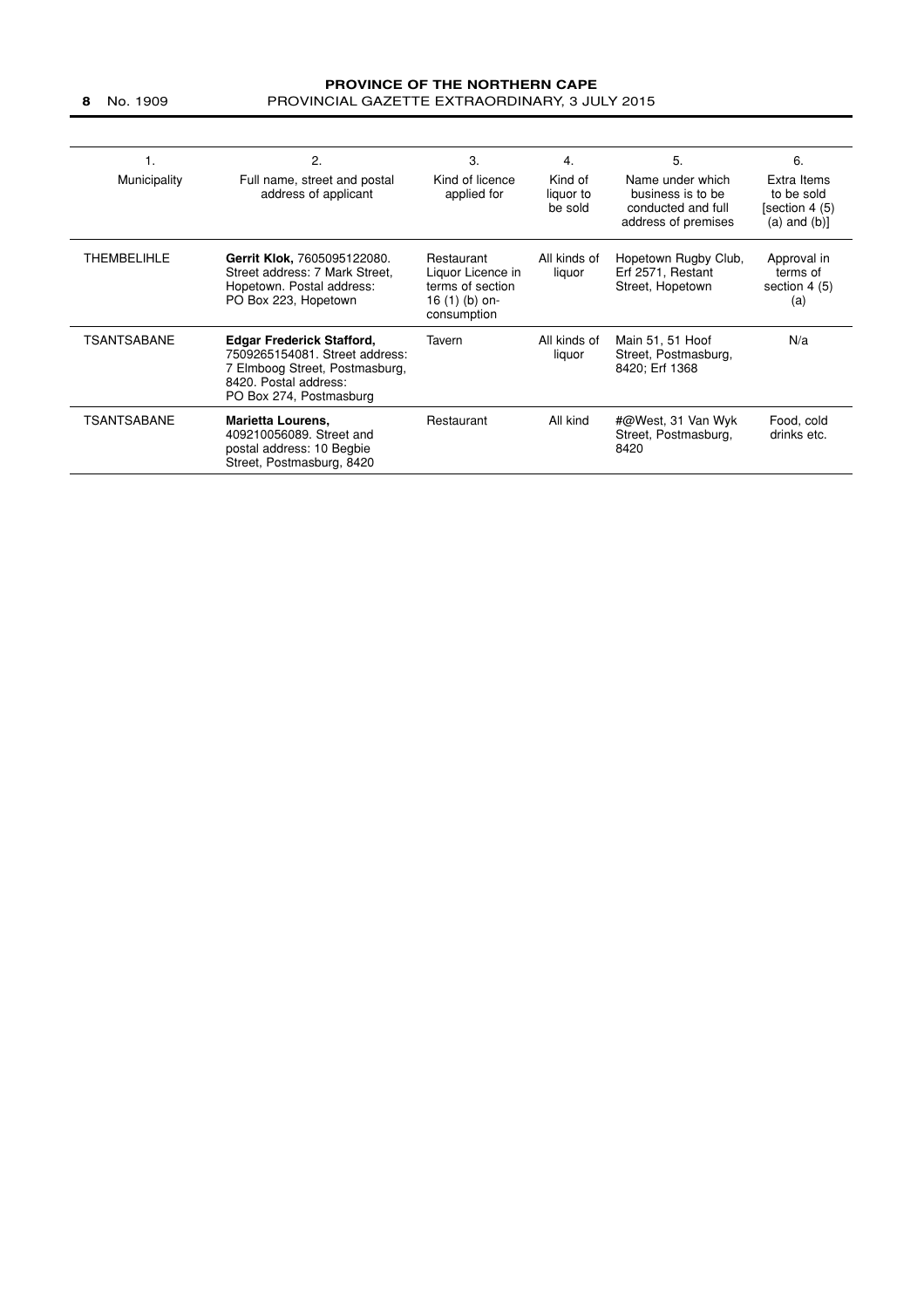| 1.<br>Municipality | 2.<br>Full name, street and postal address of applicant | 3.<br>Kind of licence applied for | 4.<br>Kind of liquor to be sold | 5.<br>Name under which business is to be conducted and full address of premises | 6.<br>Extra Items to be sold [section 4 (5) (a) and (b)] |
|---|---|---|---|---|---|
| THEMBELIHLE | **Gerrit Klok,** 7605095122080. Street address: 7 Mark Street, Hopetown. Postal address: PO Box 223, Hopetown | Restaurant Liquor Licence in terms of section 16 (1) (b) on-consumption | All kinds of liquor | Hopetown Rugby Club, Erf 2571, Restant Street, Hopetown | Approval in terms of section 4 (5) (a) |
| TSANTSABANE | **Edgar Frederick Stafford,** 7509265154081. Street address: 7 Elmboog Street, Postmasburg, 8420. Postal address: PO Box 274, Postmasburg | Tavern | All kinds of liquor | Main 51, 51 Hoof Street, Postmasburg, 8420; Erf 1368 | N/a |
| TSANTSABANE | **Marietta Lourens,** 409210056089. Street and postal address: 10 Begbie Street, Postmasburg, 8420 | Restaurant | All kind | #@West, 31 Van Wyk Street, Postmasburg, 8420 | Food, cold drinks etc. |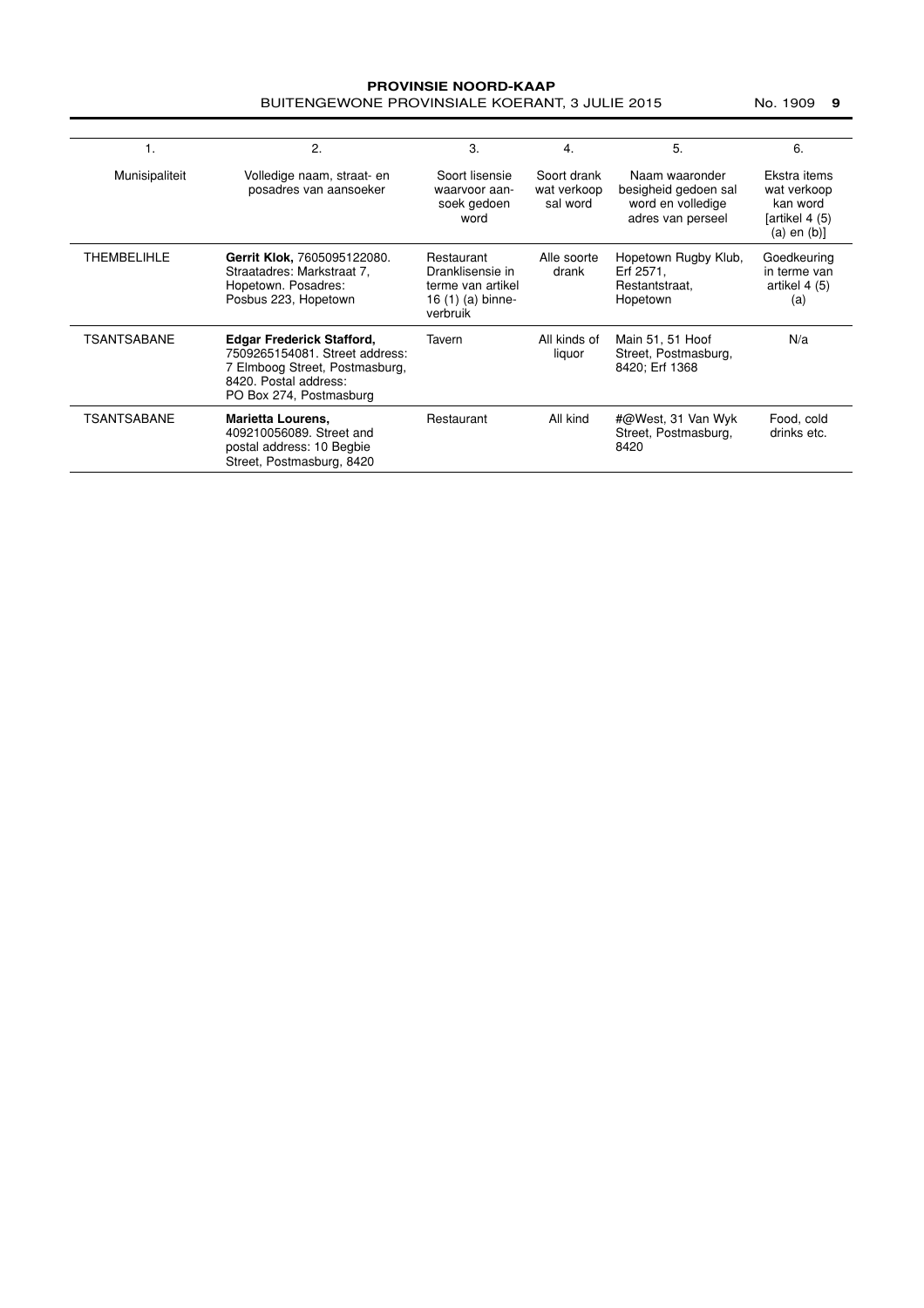| 1. | 2. | 3. | 4. | 5. | 6. |
|---|---|---|---|---|---|
| Munisipaliteit | Volledige naam, straat- en posadres van aansoeker | Soort lisensie waarvoor aansoek gedoen word | Soort drank wat verkoop sal word | Naam waaronder besigheid gedoen sal word en volledige adres van perseel | Ekstra items wat verkoop kan word [artikel 4 (5) (a) en (b)] |
| THEMBELIHLE | **Gerrit Klok,** 7605095122080. Straatadres: Markstraat 7, Hopetown. Posadres: Posbus 223, Hopetown | Restaurant Dranklisensie in terme van artikel 16 (1) (a) binne-verbruik | Alle soorte drank | Hopetown Rugby Klub, Erf 2571, Restantstraat, Hopetown | Goedkeuring in terme van artikel 4 (5) (a) |
| TSANTSABANE | **Edgar Frederick Stafford,** 7509265154081. Street address: 7 Elmboog Street, Postmasburg, 8420. Postal address: PO Box 274, Postmasburg | Tavern | All kinds of liquor | Main 51, 51 Hoof Street, Postmasburg, 8420; Erf 1368 | N/a |
| TSANTSABANE | **Marietta Lourens,** 409210056089. Street and postal address: 10 Begbie Street, Postmasburg, 8420 | Restaurant | All kind | #@West, 31 Van Wyk Street, Postmasburg, 8420 | Food, cold drinks etc. |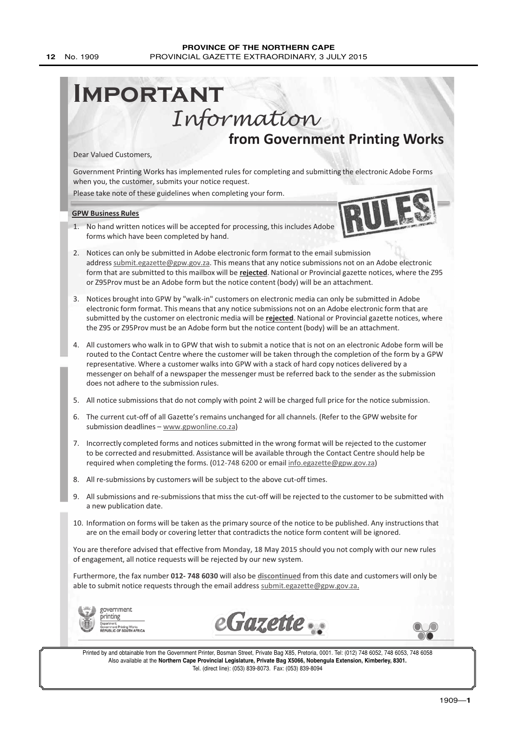# Important *Information*

## from Government Printing Works

Dear Valued Customers,

Government Printing Works has implemented rules for completing and submitting the electronic Adobe Forms when you, the customer, submits your notice request.

Please take note of these guidelines when completing your form.

**GPW Business Rules**

1. No hand written notices will be accepted for processing, this includes Adobe forms which have been completed by hand.
2. Notices can only be submitted in Adobe electronic form format to the email submission address submit.egazette@gpw.gov.za. This means that any notice submissions not on an Adobe electronic form that are submitted to this mailbox will be **rejected**. National or Provincial gazette notices, where the Z95 or Z95Prov must be an Adobe form but the notice content (body) will be an attachment.
3. Notices brought into GPW by "walk-in" customers on electronic media can only be submitted in Adobe electronic form format. This means that any notice submissions not on an Adobe electronic form that are submitted by the customer on electronic media will be **rejected**. National or Provincial gazette notices, where the Z95 or Z95Prov must be an Adobe form but the notice content (body) will be an attachment.
4. All customers who walk in to GPW that wish to submit a notice that is not on an electronic Adobe form will be routed to the Contact Centre where the customer will be taken through the completion of the form by a GPW representative. Where a customer walks into GPW with a stack of hard copy notices delivered by a messenger on behalf of a newspaper the messenger must be referred back to the sender as the submission does not adhere to the submission rules.
5. All notice submissions that do not comply with point 2 will be charged full price for the notice submission.
6. The current cut-off of all Gazette's remains unchanged for all channels. (Refer to the GPW website for submission deadlines – www.gpwonline.co.za)
7. Incorrectly completed forms and notices submitted in the wrong format will be rejected to the customer to be corrected and resubmitted. Assistance will be available through the Contact Centre should help be required when completing the forms. (012-748 6200 or email info.egazette@gpw.gov.za)
8. All re-submissions by customers will be subject to the above cut-off times.
9. All submissions and re-submissions that miss the cut-off will be rejected to the customer to be submitted with a new publication date.
10. Information on forms will be taken as the primary source of the notice to be published. Any instructions that are on the email body or covering letter that contradicts the notice form content will be ignored.

You are therefore advised that effective from **Monday, 18 May 2015** should you not comply with our new rules of engagement, all notice requests will be rejected by our new system.

Furthermore, the fax number **012- 748 6030** will also be **discontinued** from this date and customers will only be able to submit notice requests through the email address submit.egazette@gpw.gov.za.

government printing
Department: Government Printing Works
REPUBLIC OF SOUTH AFRICA

eGazette

Printed by and obtainable from the Government Printer, Bosman Street, Private Bag X85, Pretoria, 0001. Tel: (012) 748 6052, 748 6053, 748 6058
Also available at the **Northern Cape Provincial Legislature, Private Bag X5066, Nobengula Extension, Kimberley, 8301.**
Tel. (direct line): (053) 839-8073. Fax: (053) 839-8094